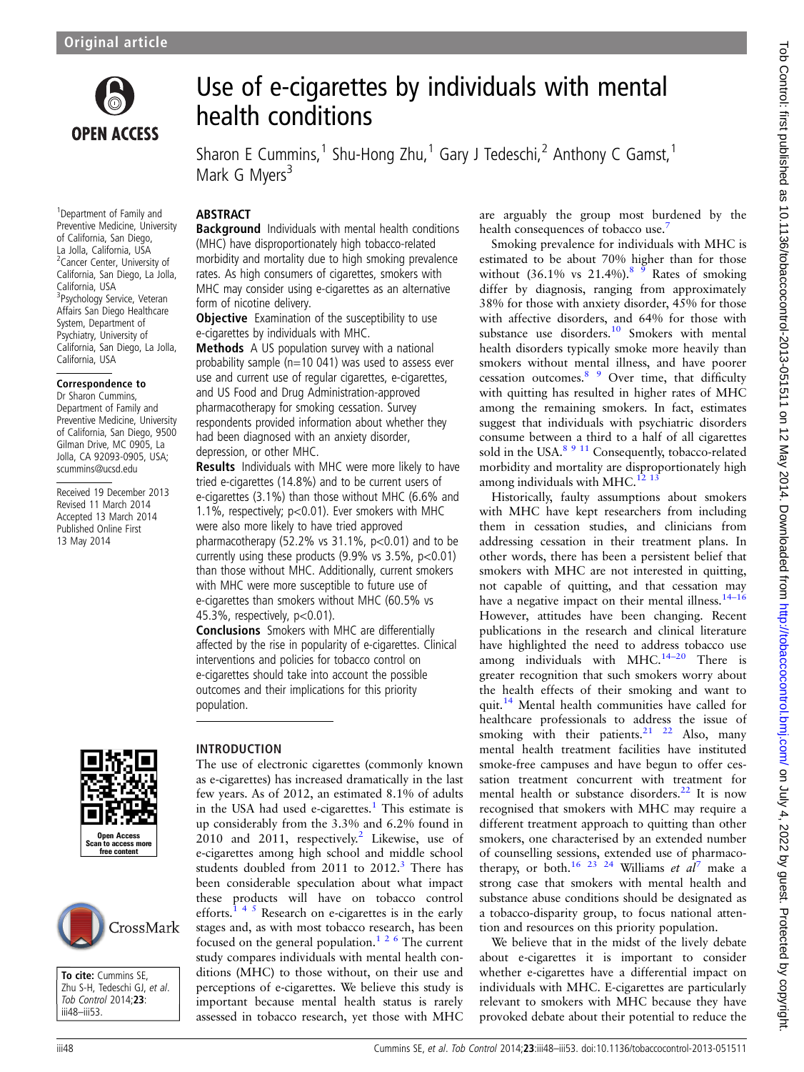Original article

# Use of e-cigarettes by individuals with mental health conditions

Sharon E Cummins,[1] Shu-Hong Zhu,[1] Gary J Tedeschi,[2] Anthony C Gamst,[1] Mark G Myers[3]

[1]Department of Family and Preventive Medicine, University of California, San Diego, La Jolla, California, USA
[2]Cancer Center, University of California, San Diego, La Jolla, California, USA
[3]Psychology Service, Veteran Affairs San Diego Healthcare System, Department of Psychiatry, University of California, San Diego, La Jolla, California, USA

**Correspondence to**
Dr Sharon Cummins, Department of Family and Preventive Medicine, University of California, San Diego, 9500 Gilman Drive, MC 0905, La Jolla, CA 92093-0905, USA; scummins@ucsd.edu

Received 19 December 2013
Revised 11 March 2014
Accepted 13 March 2014
Published Online First 13 May 2014

**To cite:** Cummins SE, Zhu S-H, Tedeschi GJ, *et al*. *Tob Control* 2014;**23**: iii48–iii53.

## ABSTRACT

**Background** Individuals with mental health conditions (MHC) have disproportionately high tobacco-related morbidity and mortality due to high smoking prevalence rates. As high consumers of cigarettes, smokers with MHC may consider using e-cigarettes as an alternative form of nicotine delivery.

**Objective** Examination of the susceptibility to use e-cigarettes by individuals with MHC.

**Methods** A US population survey with a national probability sample (n=10 041) was used to assess ever use and current use of regular cigarettes, e-cigarettes, and US Food and Drug Administration-approved pharmacotherapy for smoking cessation. Survey respondents provided information about whether they had been diagnosed with an anxiety disorder, depression, or other MHC.

**Results** Individuals with MHC were more likely to have tried e-cigarettes (14.8%) and to be current users of e-cigarettes (3.1%) than those without MHC (6.6% and 1.1%, respectively; p<0.01). Ever smokers with MHC were also more likely to have tried approved pharmacotherapy (52.2% vs 31.1%, p<0.01) and to be currently using these products (9.9% vs 3.5%, p<0.01) than those without MHC. Additionally, current smokers with MHC were more susceptible to future use of e-cigarettes than smokers without MHC (60.5% vs 45.3%, respectively, p<0.01).

**Conclusions** Smokers with MHC are differentially affected by the rise in popularity of e-cigarettes. Clinical interventions and policies for tobacco control on e-cigarettes should take into account the possible outcomes and their implications for this priority population.

## INTRODUCTION

The use of electronic cigarettes (commonly known as e-cigarettes) has increased dramatically in the last few years. As of 2012, an estimated 8.1% of adults in the USA had used e-cigarettes.[1] This estimate is up considerably from the 3.3% and 6.2% found in 2010 and 2011, respectively.[2] Likewise, use of e-cigarettes among high school and middle school students doubled from 2011 to 2012.[3] There has been considerable speculation about what impact these products will have on tobacco control efforts.[1 4 5] Research on e-cigarettes is in the early stages and, as with most tobacco research, has been focused on the general population.[1 2 6] The current study compares individuals with mental health conditions (MHC) to those without, on their use and perceptions of e-cigarettes. We believe this study is important because mental health status is rarely assessed in tobacco research, yet those with MHC are arguably the group most burdened by the health consequences of tobacco use.[7]

Smoking prevalence for individuals with MHC is estimated to be about 70% higher than for those without (36.1% vs 21.4%).[8 9] Rates of smoking differ by diagnosis, ranging from approximately 38% for those with anxiety disorder, 45% for those with affective disorders, and 64% for those with substance use disorders.[10] Smokers with mental health disorders typically smoke more heavily than smokers without mental illness, and have poorer cessation outcomes.[8 9] Over time, that difficulty with quitting has resulted in higher rates of MHC among the remaining smokers. In fact, estimates suggest that individuals with psychiatric disorders consume between a third to a half of all cigarettes sold in the USA.[8 9 11] Consequently, tobacco-related morbidity and mortality are disproportionately high among individuals with MHC.[12 13]

Historically, faulty assumptions about smokers with MHC have kept researchers from including them in cessation studies, and clinicians from addressing cessation in their treatment plans. In other words, there has been a persistent belief that smokers with MHC are not interested in quitting, not capable of quitting, and that cessation may have a negative impact on their mental illness.[14–16] However, attitudes have been changing. Recent publications in the research and clinical literature have highlighted the need to address tobacco use among individuals with MHC.[14–20] There is greater recognition that such smokers worry about the health effects of their smoking and want to quit.[14] Mental health communities have called for healthcare professionals to address the issue of smoking with their patients.[21 22] Also, many mental health treatment facilities have instituted smoke-free campuses and have begun to offer cessation treatment concurrent with treatment for mental health or substance disorders.[22] It is now recognised that smokers with MHC may require a different treatment approach to quitting than other smokers, one characterised by an extended number of counselling sessions, extended use of pharmacotherapy, or both.[16 23 24] Williams *et al*[7] make a strong case that smokers with mental health and substance abuse conditions should be designated as a tobacco-disparity group, to focus national attention and resources on this priority population.

We believe that in the midst of the lively debate about e-cigarettes it is important to consider whether e-cigarettes have a differential impact on individuals with MHC. E-cigarettes are particularly relevant to smokers with MHC because they have provoked debate about their potential to reduce the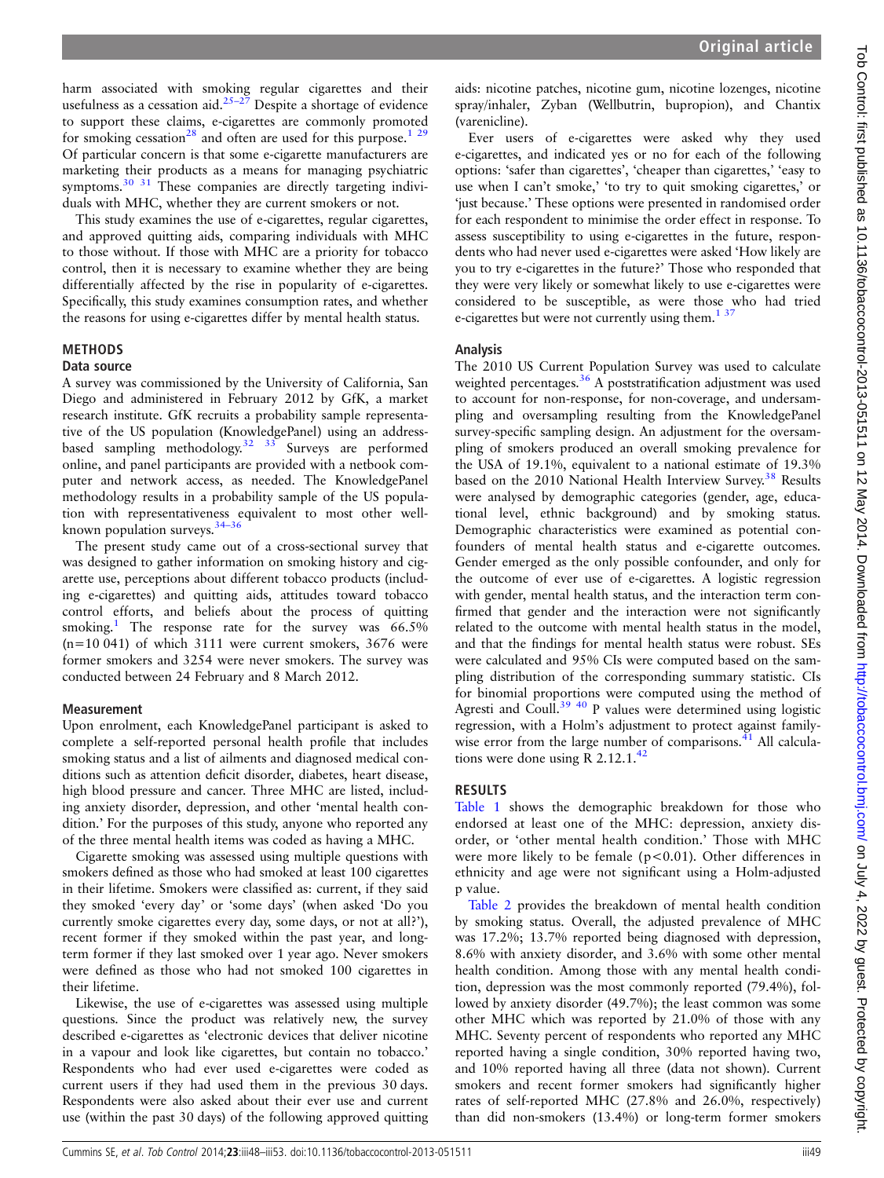harm associated with smoking regular cigarettes and their usefulness as a cessation aid.[25–27] Despite a shortage of evidence to support these claims, e-cigarettes are commonly promoted for smoking cessation[28] and often are used for this purpose.[1,29] Of particular concern is that some e-cigarette manufacturers are marketing their products as a means for managing psychiatric symptoms.[30,31] These companies are directly targeting individuals with MHC, whether they are current smokers or not.

This study examines the use of e-cigarettes, regular cigarettes, and approved quitting aids, comparing individuals with MHC to those without. If those with MHC are a priority for tobacco control, then it is necessary to examine whether they are being differentially affected by the rise in popularity of e-cigarettes. Specifically, this study examines consumption rates, and whether the reasons for using e-cigarettes differ by mental health status.

## METHODS

### Data source

A survey was commissioned by the University of California, San Diego and administered in February 2012 by GfK, a market research institute. GfK recruits a probability sample representative of the US population (KnowledgePanel) using an address-based sampling methodology.[32,33] Surveys are performed online, and panel participants are provided with a netbook computer and network access, as needed. The KnowledgePanel methodology results in a probability sample of the US population with representativeness equivalent to most other well-known population surveys.[34–36]

The present study came out of a cross-sectional survey that was designed to gather information on smoking history and cigarette use, perceptions about different tobacco products (including e-cigarettes) and quitting aids, attitudes toward tobacco control efforts, and beliefs about the process of quitting smoking.[1] The response rate for the survey was 66.5% (n=10 041) of which 3111 were current smokers, 3676 were former smokers and 3254 were never smokers. The survey was conducted between 24 February and 8 March 2012.

### Measurement

Upon enrolment, each KnowledgePanel participant is asked to complete a self-reported personal health profile that includes smoking status and a list of ailments and diagnosed medical conditions such as attention deficit disorder, diabetes, heart disease, high blood pressure and cancer. Three MHC are listed, including anxiety disorder, depression, and other 'mental health condition.' For the purposes of this study, anyone who reported any of the three mental health items was coded as having a MHC.

Cigarette smoking was assessed using multiple questions with smokers defined as those who had smoked at least 100 cigarettes in their lifetime. Smokers were classified as: current, if they said they smoked 'every day' or 'some days' (when asked 'Do you currently smoke cigarettes every day, some days, or not at all?'), recent former if they smoked within the past year, and long-term former if they last smoked over 1 year ago. Never smokers were defined as those who had not smoked 100 cigarettes in their lifetime.

Likewise, the use of e-cigarettes was assessed using multiple questions. Since the product was relatively new, the survey described e-cigarettes as 'electronic devices that deliver nicotine in a vapour and look like cigarettes, but contain no tobacco.' Respondents who had ever used e-cigarettes were coded as current users if they had used them in the previous 30 days. Respondents were also asked about their ever use and current use (within the past 30 days) of the following approved quitting aids: nicotine patches, nicotine gum, nicotine lozenges, nicotine spray/inhaler, Zyban (Wellbutrin, bupropion), and Chantix (varenicline).

Ever users of e-cigarettes were asked why they used e-cigarettes, and indicated yes or no for each of the following options: 'safer than cigarettes', 'cheaper than cigarettes,' 'easy to use when I can't smoke,' 'to try to quit smoking cigarettes,' or 'just because.' These options were presented in randomised order for each respondent to minimise the order effect in response. To assess susceptibility to using e-cigarettes in the future, respondents who had never used e-cigarettes were asked 'How likely are you to try e-cigarettes in the future?' Those who responded that they were very likely or somewhat likely to use e-cigarettes were considered to be susceptible, as were those who had tried e-cigarettes but were not currently using them.[1,37]

### Analysis

The 2010 US Current Population Survey was used to calculate weighted percentages.[36] A poststratification adjustment was used to account for non-response, for non-coverage, and undersampling and oversampling resulting from the KnowledgePanel survey-specific sampling design. An adjustment for the oversampling of smokers produced an overall smoking prevalence for the USA of 19.1%, equivalent to a national estimate of 19.3% based on the 2010 National Health Interview Survey.[38] Results were analysed by demographic categories (gender, age, educational level, ethnic background) and by smoking status. Demographic characteristics were examined as potential confounders of mental health status and e-cigarette outcomes. Gender emerged as the only possible confounder, and only for the outcome of ever use of e-cigarettes. A logistic regression with gender, mental health status, and the interaction term confirmed that gender and the interaction were not significantly related to the outcome with mental health status in the model, and that the findings for mental health status were robust. SEs were calculated and 95% CIs were computed based on the sampling distribution of the corresponding summary statistic. CIs for binomial proportions were computed using the method of Agresti and Coull.[39,40] P values were determined using logistic regression, with a Holm's adjustment to protect against family-wise error from the large number of comparisons.[41] All calculations were done using R 2.12.1.[42]

## RESULTS

Table 1 shows the demographic breakdown for those who endorsed at least one of the MHC: depression, anxiety disorder, or 'other mental health condition.' Those with MHC were more likely to be female ($p<0.01$). Other differences in ethnicity and age were not significant using a Holm-adjusted p value.

Table 2 provides the breakdown of mental health condition by smoking status. Overall, the adjusted prevalence of MHC was 17.2%; 13.7% reported being diagnosed with depression, 8.6% with anxiety disorder, and 3.6% with some other mental health condition. Among those with any mental health condition, depression was the most commonly reported (79.4%), followed by anxiety disorder (49.7%); the least common was some other MHC which was reported by 21.0% of those with any MHC. Seventy percent of respondents who reported any MHC reported having a single condition, 30% reported having two, and 10% reported having all three (data not shown). Current smokers and recent former smokers had significantly higher rates of self-reported MHC (27.8% and 26.0%, respectively) than did non-smokers (13.4%) or long-term former smokers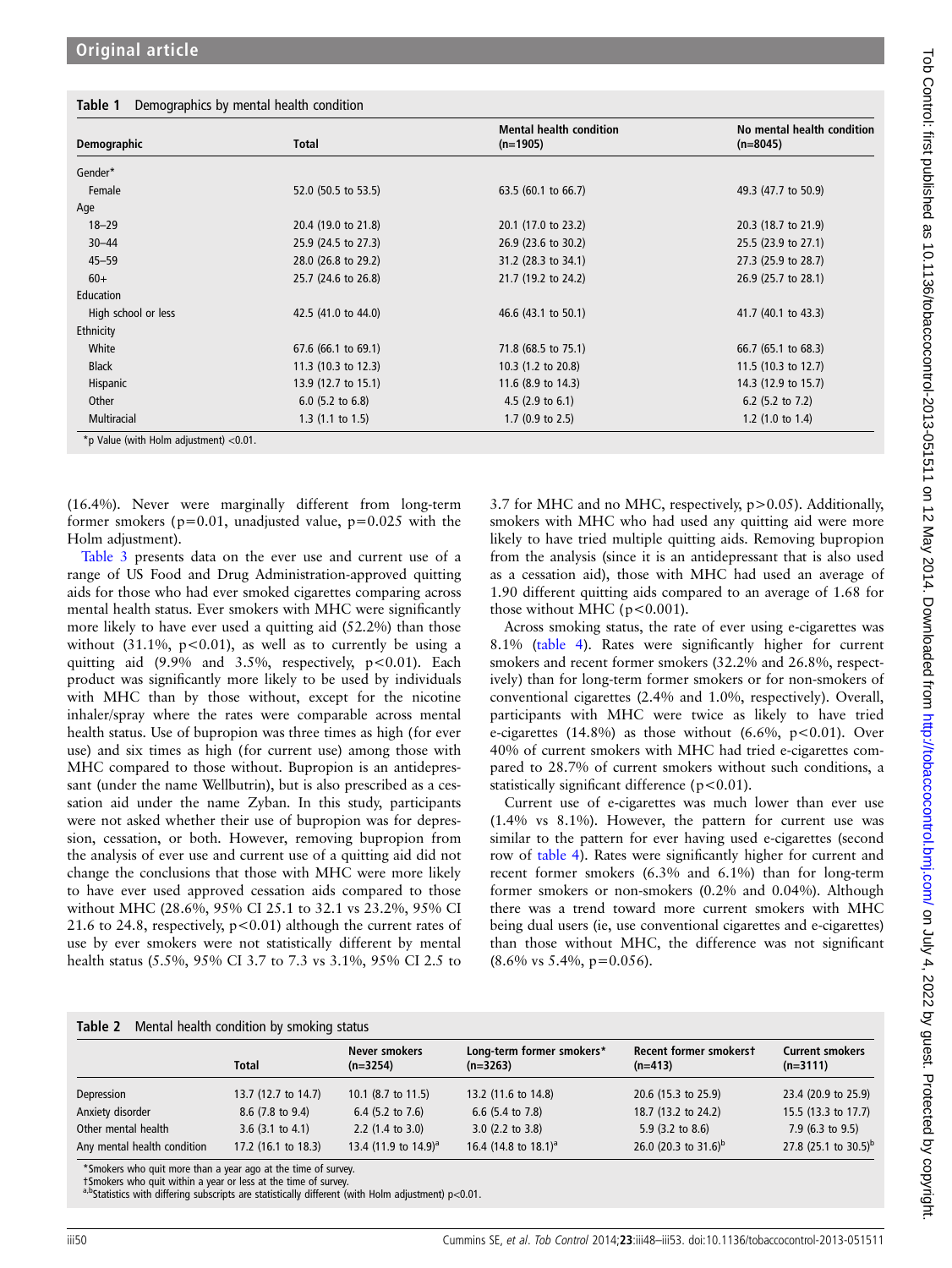**Table 1** Demographics by mental health condition

| Demographic | Total | Mental health condition (n=1905) | No mental health condition (n=8045) |
|---|---|---|---|
| Gender* | | | |
| Female | 52.0 (50.5 to 53.5) | 63.5 (60.1 to 66.7) | 49.3 (47.7 to 50.9) |
| Age | | | |
| 18–29 | 20.4 (19.0 to 21.8) | 20.1 (17.0 to 23.2) | 20.3 (18.7 to 21.9) |
| 30–44 | 25.9 (24.5 to 27.3) | 26.9 (23.6 to 30.2) | 25.5 (23.9 to 27.1) |
| 45–59 | 28.0 (26.8 to 29.2) | 31.2 (28.3 to 34.1) | 27.3 (25.9 to 28.7) |
| 60+ | 25.7 (24.6 to 26.8) | 21.7 (19.2 to 24.2) | 26.9 (25.7 to 28.1) |
| Education | | | |
| High school or less | 42.5 (41.0 to 44.0) | 46.6 (43.1 to 50.1) | 41.7 (40.1 to 43.3) |
| Ethnicity | | | |
| White | 67.6 (66.1 to 69.1) | 71.8 (68.5 to 75.1) | 66.7 (65.1 to 68.3) |
| Black | 11.3 (10.3 to 12.3) | 10.3 (1.2 to 20.8) | 11.5 (10.3 to 12.7) |
| Hispanic | 13.9 (12.7 to 15.1) | 11.6 (8.9 to 14.3) | 14.3 (12.9 to 15.7) |
| Other | 6.0 (5.2 to 6.8) | 4.5 (2.9 to 6.1) | 6.2 (5.2 to 7.2) |
| Multiracial | 1.3 (1.1 to 1.5) | 1.7 (0.9 to 2.5) | 1.2 (1.0 to 1.4) |

*p Value (with Holm adjustment) <0.01.

(16.4%). Never were marginally different from long-term former smokers (p=0.01, unadjusted value, p=0.025 with the Holm adjustment).

Table 3 presents data on the ever use and current use of a range of US Food and Drug Administration-approved quitting aids for those who had ever smoked cigarettes comparing across mental health status. Ever smokers with MHC were significantly more likely to have ever used a quitting aid (52.2%) than those without (31.1%, p<0.01), as well as to currently be using a quitting aid (9.9% and 3.5%, respectively, p<0.01). Each product was significantly more likely to be used by individuals with MHC than by those without, except for the nicotine inhaler/spray where the rates were comparable across mental health status. Use of bupropion was three times as high (for ever use) and six times as high (for current use) among those with MHC compared to those without. Bupropion is an antidepressant (under the name Wellbutrin), but is also prescribed as a cessation aid under the name Zyban. In this study, participants were not asked whether their use of bupropion was for depression, cessation, or both. However, removing bupropion from the analysis of ever use and current use of a quitting aid did not change the conclusions that those with MHC were more likely to have ever used approved cessation aids compared to those without MHC (28.6%, 95% CI 25.1 to 32.1 vs 23.2%, 95% CI 21.6 to 24.8, respectively, p<0.01) although the current rates of use by ever smokers were not statistically different by mental health status (5.5%, 95% CI 3.7 to 7.3 vs 3.1%, 95% CI 2.5 to 3.7 for MHC and no MHC, respectively, p>0.05). Additionally, smokers with MHC who had used any quitting aid were more likely to have tried multiple quitting aids. Removing bupropion from the analysis (since it is an antidepressant that is also used as a cessation aid), those with MHC had used an average of 1.90 different quitting aids compared to an average of 1.68 for those without MHC (p<0.001).

Across smoking status, the rate of ever using e-cigarettes was 8.1% (table 4). Rates were significantly higher for current smokers and recent former smokers (32.2% and 26.8%, respectively) than for long-term former smokers or for non-smokers of conventional cigarettes (2.4% and 1.0%, respectively). Overall, participants with MHC were twice as likely to have tried e-cigarettes (14.8%) as those without (6.6%, p<0.01). Over 40% of current smokers with MHC had tried e-cigarettes compared to 28.7% of current smokers without such conditions, a statistically significant difference (p<0.01).

Current use of e-cigarettes was much lower than ever use (1.4% vs 8.1%). However, the pattern for current use was similar to the pattern for ever having used e-cigarettes (second row of table 4). Rates were significantly higher for current and recent former smokers (6.3% and 6.1%) than for long-term former smokers or non-smokers (0.2% and 0.04%). Although there was a trend toward more current smokers with MHC being dual users (ie, use conventional cigarettes and e-cigarettes) than those without MHC, the difference was not significant (8.6% vs 5.4%, p=0.056).

**Table 2** Mental health condition by smoking status

| | Total | Never smokers (n=3254) | Long-term former smokers* (n=3263) | Recent former smokers† (n=413) | Current smokers (n=3111) |
|---|---|---|---|---|---|
| Depression | 13.7 (12.7 to 14.7) | 10.1 (8.7 to 11.5) | 13.2 (11.6 to 14.8) | 20.6 (15.3 to 25.9) | 23.4 (20.9 to 25.9) |
| Anxiety disorder | 8.6 (7.8 to 9.4) | 6.4 (5.2 to 7.6) | 6.6 (5.4 to 7.8) | 18.7 (13.2 to 24.2) | 15.5 (13.3 to 17.7) |
| Other mental health | 3.6 (3.1 to 4.1) | 2.2 (1.4 to 3.0) | 3.0 (2.2 to 3.8) | 5.9 (3.2 to 8.6) | 7.9 (6.3 to 9.5) |
| Any mental health condition | 17.2 (16.1 to 18.3) | 13.4 (11.9 to 14.9)[a] | 16.4 (14.8 to 18.1)[a] | 26.0 (20.3 to 31.6)[b] | 27.8 (25.1 to 30.5)[b] |

*Smokers who quit more than a year ago at the time of survey.
†Smokers who quit within a year or less at the time of survey.
[a,b]Statistics with differing subscripts are statistically different (with Holm adjustment) p<0.01.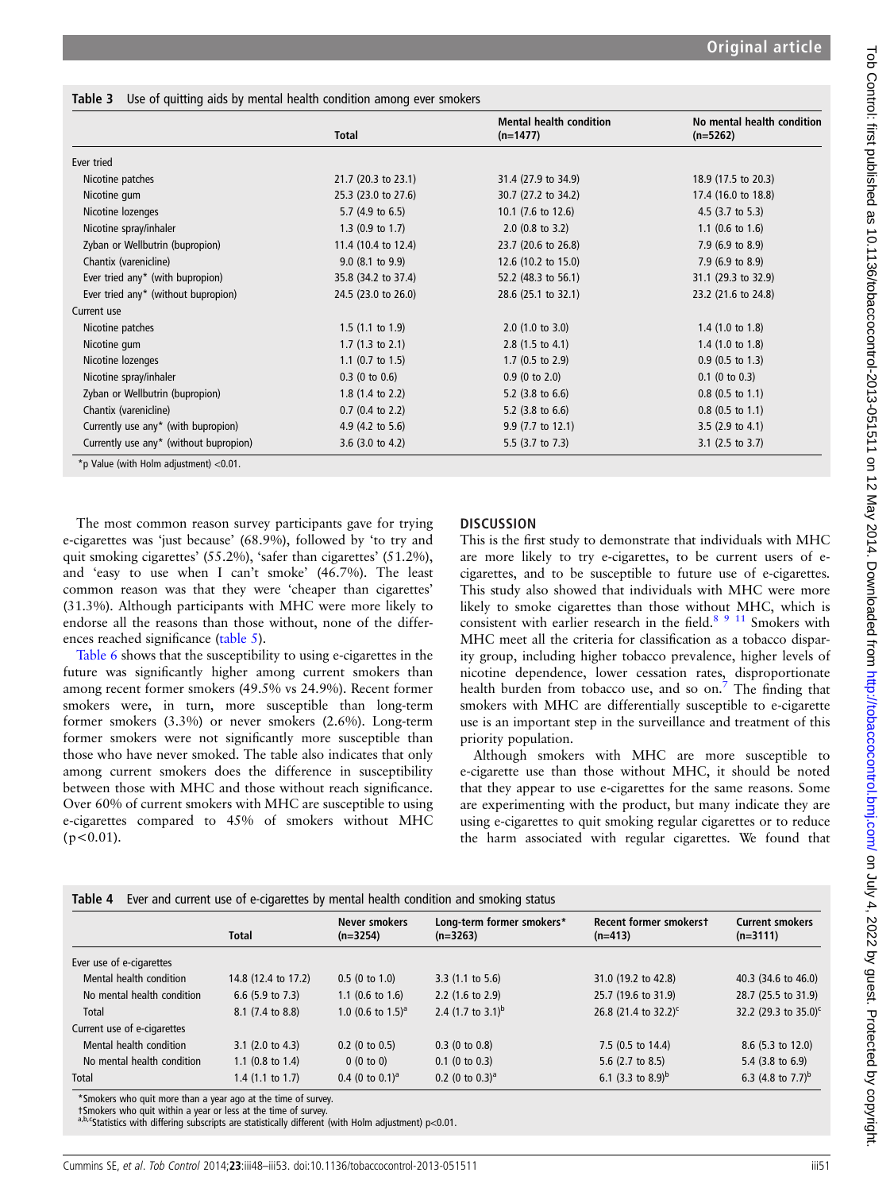**Table 3** Use of quitting aids by mental health condition among ever smokers

| | Total | Mental health condition (n=1477) | No mental health condition (n=5262) |
|---|---|---|---|
| Ever tried | | | |
| Nicotine patches | 21.7 (20.3 to 23.1) | 31.4 (27.9 to 34.9) | 18.9 (17.5 to 20.3) |
| Nicotine gum | 25.3 (23.0 to 27.6) | 30.7 (27.2 to 34.2) | 17.4 (16.0 to 18.8) |
| Nicotine lozenges | 5.7 (4.9 to 6.5) | 10.1 (7.6 to 12.6) | 4.5 (3.7 to 5.3) |
| Nicotine spray/inhaler | 1.3 (0.9 to 1.7) | 2.0 (0.8 to 3.2) | 1.1 (0.6 to 1.6) |
| Zyban or Wellbutrin (bupropion) | 11.4 (10.4 to 12.4) | 23.7 (20.6 to 26.8) | 7.9 (6.9 to 8.9) |
| Chantix (varenicline) | 9.0 (8.1 to 9.9) | 12.6 (10.2 to 15.0) | 7.9 (6.9 to 8.9) |
| Ever tried any* (with bupropion) | 35.8 (34.2 to 37.4) | 52.2 (48.3 to 56.1) | 31.1 (29.3 to 32.9) |
| Ever tried any* (without bupropion) | 24.5 (23.0 to 26.0) | 28.6 (25.1 to 32.1) | 23.2 (21.6 to 24.8) |
| Current use | | | |
| Nicotine patches | 1.5 (1.1 to 1.9) | 2.0 (1.0 to 3.0) | 1.4 (1.0 to 1.8) |
| Nicotine gum | 1.7 (1.3 to 2.1) | 2.8 (1.5 to 4.1) | 1.4 (1.0 to 1.8) |
| Nicotine lozenges | 1.1 (0.7 to 1.5) | 1.7 (0.5 to 2.9) | 0.9 (0.5 to 1.3) |
| Nicotine spray/inhaler | 0.3 (0 to 0.6) | 0.9 (0 to 2.0) | 0.1 (0 to 0.3) |
| Zyban or Wellbutrin (bupropion) | 1.8 (1.4 to 2.2) | 5.2 (3.8 to 6.6) | 0.8 (0.5 to 1.1) |
| Chantix (varenicline) | 0.7 (0.4 to 2.2) | 5.2 (3.8 to 6.6) | 0.8 (0.5 to 1.1) |
| Currently use any* (with bupropion) | 4.9 (4.2 to 5.6) | 9.9 (7.7 to 12.1) | 3.5 (2.9 to 4.1) |
| Currently use any* (without bupropion) | 3.6 (3.0 to 4.2) | 5.5 (3.7 to 7.3) | 3.1 (2.5 to 3.7) |

*p Value (with Holm adjustment) <0.01.

The most common reason survey participants gave for trying e-cigarettes was 'just because' (68.9%), followed by 'to try and quit smoking cigarettes' (55.2%), 'safer than cigarettes' (51.2%), and 'easy to use when I can't smoke' (46.7%). The least common reason was that they were 'cheaper than cigarettes' (31.3%). Although participants with MHC were more likely to endorse all the reasons than those without, none of the differences reached significance (table 5).

Table 6 shows that the susceptibility to using e-cigarettes in the future was significantly higher among current smokers than among recent former smokers (49.5% vs 24.9%). Recent former smokers were, in turn, more susceptible than long-term former smokers (3.3%) or never smokers (2.6%). Long-term former smokers were not significantly more susceptible than those who have never smoked. The table also indicates that only among current smokers does the difference in susceptibility between those with MHC and those without reach significance. Over 60% of current smokers with MHC are susceptible to using e-cigarettes compared to 45% of smokers without MHC ($p<0.01$).

## DISCUSSION

This is the first study to demonstrate that individuals with MHC are more likely to try e-cigarettes, to be current users of e-cigarettes, and to be susceptible to future use of e-cigarettes. This study also showed that individuals with MHC were more likely to smoke cigarettes than those without MHC, which is consistent with earlier research in the field.[8 9 11] Smokers with MHC meet all the criteria for classification as a tobacco disparity group, including higher tobacco prevalence, higher levels of nicotine dependence, lower cessation rates, disproportionate health burden from tobacco use, and so on.[7] The finding that smokers with MHC are differentially susceptible to e-cigarette use is an important step in the surveillance and treatment of this priority population.

Although smokers with MHC are more susceptible to e-cigarette use than those without MHC, it should be noted that they appear to use e-cigarettes for the same reasons. Some are experimenting with the product, but many indicate they are using e-cigarettes to quit smoking regular cigarettes or to reduce the harm associated with regular cigarettes. We found that

**Table 4** Ever and current use of e-cigarettes by mental health condition and smoking status

| | Total | Never smokers (n=3254) | Long-term former smokers* (n=3263) | Recent former smokers† (n=413) | Current smokers (n=3111) |
|---|---|---|---|---|---|
| Ever use of e-cigarettes | | | | | |
| Mental health condition | 14.8 (12.4 to 17.2) | 0.5 (0 to 1.0) | 3.3 (1.1 to 5.6) | 31.0 (19.2 to 42.8) | 40.3 (34.6 to 46.0) |
| No mental health condition | 6.6 (5.9 to 7.3) | 1.1 (0.6 to 1.6) | 2.2 (1.6 to 2.9) | 25.7 (19.6 to 31.9) | 28.7 (25.5 to 31.9) |
| Total | 8.1 (7.4 to 8.8) | 1.0 (0.6 to 1.5)[a] | 2.4 (1.7 to 3.1)[b] | 26.8 (21.4 to 32.2)[c] | 32.2 (29.3 to 35.0)[c] |
| Current use of e-cigarettes | | | | | |
| Mental health condition | 3.1 (2.0 to 4.3) | 0.2 (0 to 0.5) | 0.3 (0 to 0.8) | 7.5 (0.5 to 14.4) | 8.6 (5.3 to 12.0) |
| No mental health condition | 1.1 (0.8 to 1.4) | 0 (0 to 0) | 0.1 (0 to 0.3) | 5.6 (2.7 to 8.5) | 5.4 (3.8 to 6.9) |
| Total | 1.4 (1.1 to 1.7) | 0.4 (0 to 0.1)[a] | 0.2 (0 to 0.3)[a] | 6.1 (3.3 to 8.9)[b] | 6.3 (4.8 to 7.7)[b] |

*Smokers who quit more than a year ago at the time of survey.
†Smokers who quit within a year or less at the time of survey.
[a,b,c]Statistics with differing subscripts are statistically different (with Holm adjustment) p<0.01.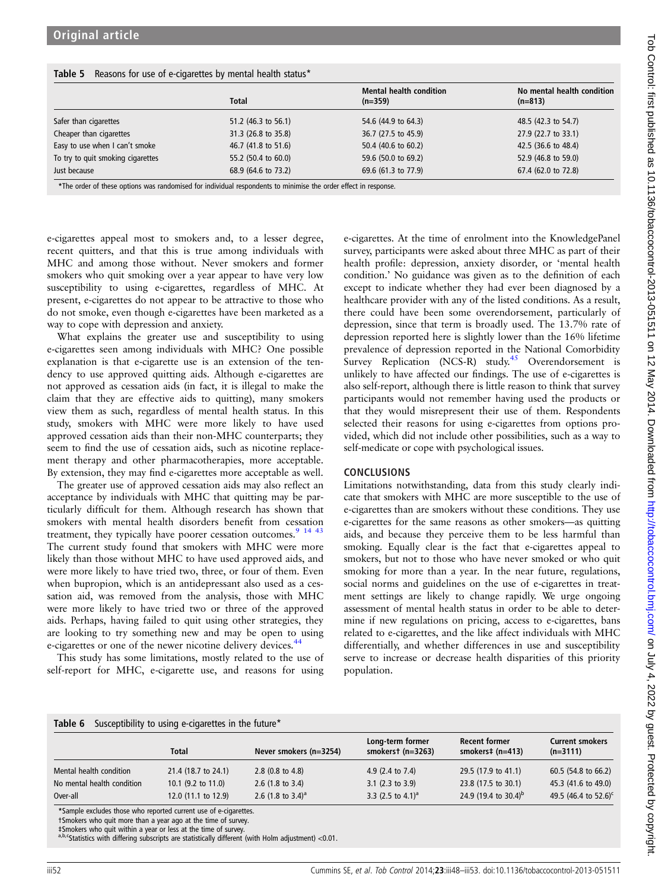**Table 5** Reasons for use of e-cigarettes by mental health status*

| | Total | Mental health condition (n=359) | No mental health condition (n=813) |
|---|---|---|---|
| Safer than cigarettes | 51.2 (46.3 to 56.1) | 54.6 (44.9 to 64.3) | 48.5 (42.3 to 54.7) |
| Cheaper than cigarettes | 31.3 (26.8 to 35.8) | 36.7 (27.5 to 45.9) | 27.9 (22.7 to 33.1) |
| Easy to use when I can't smoke | 46.7 (41.8 to 51.6) | 50.4 (40.6 to 60.2) | 42.5 (36.6 to 48.4) |
| To try to quit smoking cigarettes | 55.2 (50.4 to 60.0) | 59.6 (50.0 to 69.2) | 52.9 (46.8 to 59.0) |
| Just because | 68.9 (64.6 to 73.2) | 69.6 (61.3 to 77.9) | 67.4 (62.0 to 72.8) |

*The order of these options was randomised for individual respondents to minimise the order effect in response.

e-cigarettes appeal most to smokers and, to a lesser degree, recent quitters, and that this is true among individuals with MHC and among those without. Never smokers and former smokers who quit smoking over a year appear to have very low susceptibility to using e-cigarettes, regardless of MHC. At present, e-cigarettes do not appear to be attractive to those who do not smoke, even though e-cigarettes have been marketed as a way to cope with depression and anxiety.

What explains the greater use and susceptibility to using e-cigarettes seen among individuals with MHC? One possible explanation is that e-cigarette use is an extension of the tendency to use approved quitting aids. Although e-cigarettes are not approved as cessation aids (in fact, it is illegal to make the claim that they are effective aids to quitting), many smokers view them as such, regardless of mental health status. In this study, smokers with MHC were more likely to have used approved cessation aids than their non-MHC counterparts; they seem to find the use of cessation aids, such as nicotine replacement therapy and other pharmacotherapies, more acceptable. By extension, they may find e-cigarettes more acceptable as well.

The greater use of approved cessation aids may also reflect an acceptance by individuals with MHC that quitting may be particularly difficult for them. Although research has shown that smokers with mental health disorders benefit from cessation treatment, they typically have poorer cessation outcomes.[9 14 43] The current study found that smokers with MHC were more likely than those without MHC to have used approved aids, and were more likely to have tried two, three, or four of them. Even when bupropion, which is an antidepressant also used as a cessation aid, was removed from the analysis, those with MHC were more likely to have tried two or three of the approved aids. Perhaps, having failed to quit using other strategies, they are looking to try something new and may be open to using e-cigarettes or one of the newer nicotine delivery devices.[44]

This study has some limitations, mostly related to the use of self-report for MHC, e-cigarette use, and reasons for using e-cigarettes. At the time of enrolment into the KnowledgePanel survey, participants were asked about three MHC as part of their health profile: depression, anxiety disorder, or 'mental health condition.' No guidance was given as to the definition of each except to indicate whether they had ever been diagnosed by a healthcare provider with any of the listed conditions. As a result, there could have been some overendorsement, particularly of depression, since that term is broadly used. The 13.7% rate of depression reported here is slightly lower than the 16% lifetime prevalence of depression reported in the National Comorbidity Survey Replication (NCS-R) study.[45] Overendorsement is unlikely to have affected our findings. The use of e-cigarettes is also self-report, although there is little reason to think that survey participants would not remember having used the products or that they would misrepresent their use of them. Respondents selected their reasons for using e-cigarettes from options provided, which did not include other possibilities, such as a way to self-medicate or cope with psychological issues.

## CONCLUSIONS

Limitations notwithstanding, data from this study clearly indicate that smokers with MHC are more susceptible to the use of e-cigarettes than are smokers without these conditions. They use e-cigarettes for the same reasons as other smokers—as quitting aids, and because they perceive them to be less harmful than smoking. Equally clear is the fact that e-cigarettes appeal to smokers, but not to those who have never smoked or who quit smoking for more than a year. In the near future, regulations, social norms and guidelines on the use of e-cigarettes in treatment settings are likely to change rapidly. We urge ongoing assessment of mental health status in order to be able to determine if new regulations on pricing, access to e-cigarettes, bans related to e-cigarettes, and the like affect individuals with MHC differentially, and whether differences in use and susceptibility serve to increase or decrease health disparities of this priority population.

**Table 6** Susceptibility to using e-cigarettes in the future*

| | Total | Never smokers (n=3254) | Long-term former smokers† (n=3263) | Recent former smokers‡ (n=413) | Current smokers (n=3111) |
|---|---|---|---|---|---|
| Mental health condition | 21.4 (18.7 to 24.1) | 2.8 (0.8 to 4.8) | 4.9 (2.4 to 7.4) | 29.5 (17.9 to 41.1) | 60.5 (54.8 to 66.2) |
| No mental health condition | 10.1 (9.2 to 11.0) | 2.6 (1.8 to 3.4) | 3.1 (2.3 to 3.9) | 23.8 (17.5 to 30.1) | 45.3 (41.6 to 49.0) |
| Over-all | 12.0 (11.1 to 12.9) | 2.6 (1.8 to 3.4)[a] | 3.3 (2.5 to 4.1)[a] | 24.9 (19.4 to 30.4)[b] | 49.5 (46.4 to 52.6)[c] |

*Sample excludes those who reported current use of e-cigarettes.
†Smokers who quit more than a year ago at the time of survey.
‡Smokers who quit within a year or less at the time of survey.
[a,b,c]Statistics with differing subscripts are statistically different (with Holm adjustment) <0.01.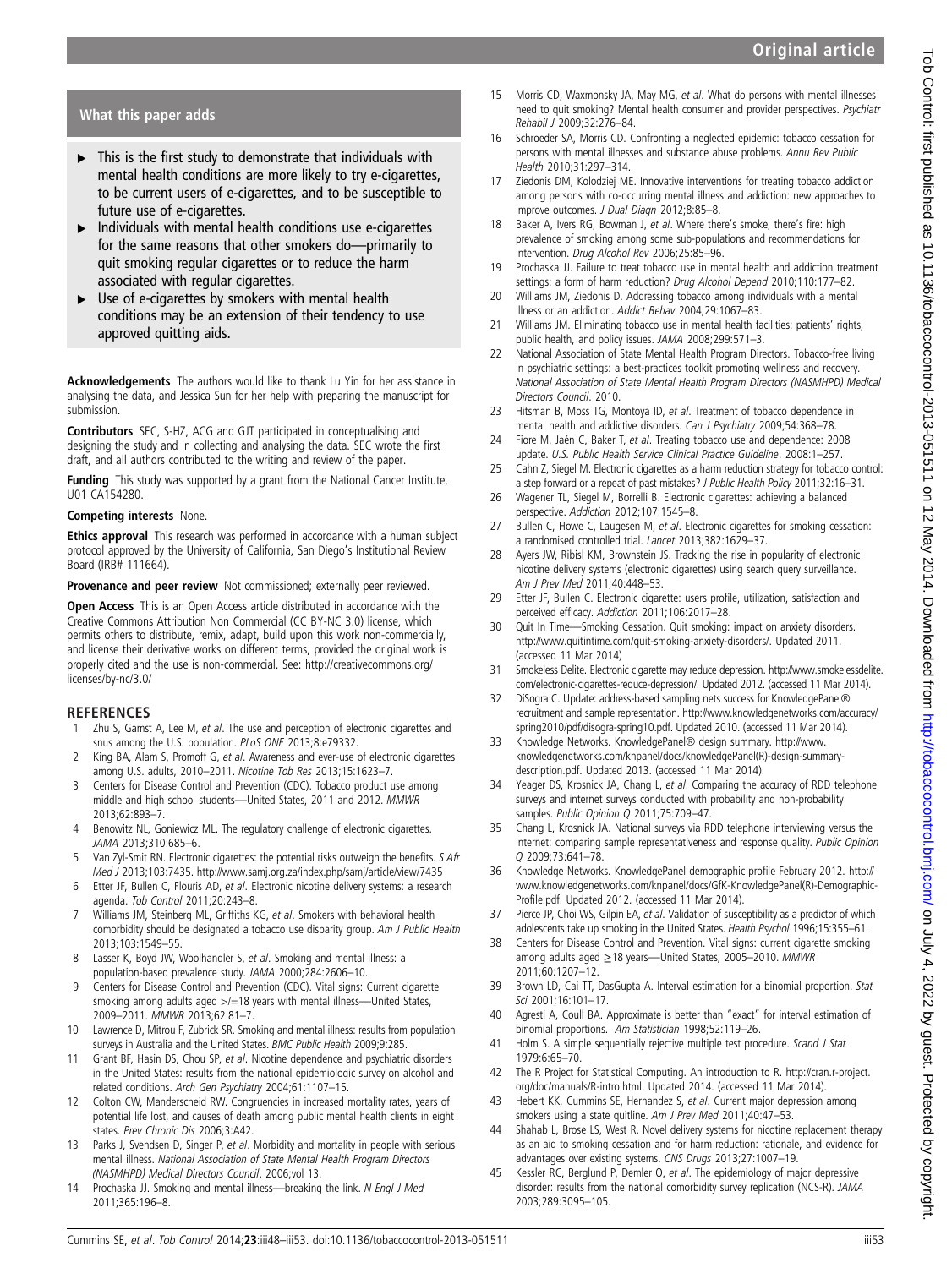## What this paper adds

- This is the first study to demonstrate that individuals with mental health conditions are more likely to try e-cigarettes, to be current users of e-cigarettes, and to be susceptible to future use of e-cigarettes.
- Individuals with mental health conditions use e-cigarettes for the same reasons that other smokers do—primarily to quit smoking regular cigarettes or to reduce the harm associated with regular cigarettes.
- Use of e-cigarettes by smokers with mental health conditions may be an extension of their tendency to use approved quitting aids.

**Acknowledgements** The authors would like to thank Lu Yin for her assistance in analysing the data, and Jessica Sun for her help with preparing the manuscript for submission.

**Contributors** SEC, S-HZ, ACG and GJT participated in conceptualising and designing the study and in collecting and analysing the data. SEC wrote the first draft, and all authors contributed to the writing and review of the paper.

**Funding** This study was supported by a grant from the National Cancer Institute, U01 CA154280.

**Competing interests** None.

**Ethics approval** This research was performed in accordance with a human subject protocol approved by the University of California, San Diego's Institutional Review Board (IRB# 111664).

**Provenance and peer review** Not commissioned; externally peer reviewed.

**Open Access** This is an Open Access article distributed in accordance with the Creative Commons Attribution Non Commercial (CC BY-NC 3.0) license, which permits others to distribute, remix, adapt, build upon this work non-commercially, and license their derivative works on different terms, provided the original work is properly cited and the use is non-commercial. See: http://creativecommons.org/licenses/by-nc/3.0/

## REFERENCES

1. Zhu S, Gamst A, Lee M, *et al*. The use and perception of electronic cigarettes and snus among the U.S. population. *PLoS ONE* 2013;8:e79332.
2. King BA, Alam S, Promoff G, *et al*. Awareness and ever-use of electronic cigarettes among U.S. adults, 2010–2011. *Nicotine Tob Res* 2013;15:1623–7.
3. Centers for Disease Control and Prevention (CDC). Tobacco product use among middle and high school students—United States, 2011 and 2012. *MMWR* 2013;62:893–7.
4. Benowitz NL, Goniewicz ML. The regulatory challenge of electronic cigarettes. *JAMA* 2013;310:685–6.
5. Van Zyl-Smit RN. Electronic cigarettes: the potential risks outweigh the benefits. *S Afr Med J* 2013;103:7435. http://www.samj.org.za/index.php/samj/article/view/7435
6. Etter JF, Bullen C, Flouris AD, *et al*. Electronic nicotine delivery systems: a research agenda. *Tob Control* 2011;20:243–8.
7. Williams JM, Steinberg ML, Griffiths KG, *et al*. Smokers with behavioral health comorbidity should be designated a tobacco use disparity group. *Am J Public Health* 2013;103:1549–55.
8. Lasser K, Boyd JW, Woolhandler S, *et al*. Smoking and mental illness: a population-based prevalence study. *JAMA* 2000;284:2606–10.
9. Centers for Disease Control and Prevention (CDC). Vital signs: Current cigarette smoking among adults aged >/=18 years with mental illness—United States, 2009–2011. *MMWR* 2013;62:81–7.
10. Lawrence D, Mitrou F, Zubrick SR. Smoking and mental illness: results from population surveys in Australia and the United States. *BMC Public Health* 2009;9:285.
11. Grant BF, Hasin DS, Chou SP, *et al*. Nicotine dependence and psychiatric disorders in the United States: results from the national epidemiologic survey on alcohol and related conditions. *Arch Gen Psychiatry* 2004;61:1107–15.
12. Colton CW, Manderscheid RW. Congruencies in increased mortality rates, years of potential life lost, and causes of death among public mental health clients in eight states. *Prev Chronic Dis* 2006;3:A42.
13. Parks J, Svendsen D, Singer P, *et al*. Morbidity and mortality in people with serious mental illness. *National Association of State Mental Health Program Directors (NASMHPD) Medical Directors Council*. 2006;vol 13.
14. Prochaska JJ. Smoking and mental illness—breaking the link. *N Engl J Med* 2011;365:196–8.
15. Morris CD, Waxmonsky JA, May MG, *et al*. What do persons with mental illnesses need to quit smoking? Mental health consumer and provider perspectives. *Psychiatr Rehabil J* 2009;32:276–84.
16. Schroeder SA, Morris CD. Confronting a neglected epidemic: tobacco cessation for persons with mental illnesses and substance abuse problems. *Annu Rev Public Health* 2010;31:297–314.
17. Ziedonis DM, Kolodziej ME. Innovative interventions for treating tobacco addiction among persons with co-occurring mental illness and addiction: new approaches to improve outcomes. *J Dual Diagn* 2012;8:85–8.
18. Baker A, Ivers RG, Bowman J, *et al*. Where there's smoke, there's fire: high prevalence of smoking among some sub-populations and recommendations for intervention. *Drug Alcohol Rev* 2006;25:85–96.
19. Prochaska JJ. Failure to treat tobacco use in mental health and addiction treatment settings: a form of harm reduction? *Drug Alcohol Depend* 2010;110:177–82.
20. Williams JM, Ziedonis D. Addressing tobacco among individuals with a mental illness or an addiction. *Addict Behav* 2004;29:1067–83.
21. Williams JM. Eliminating tobacco use in mental health facilities: patients' rights, public health, and policy issues. *JAMA* 2008;299:571–3.
22. National Association of State Mental Health Program Directors. Tobacco-free living in psychiatric settings: a best-practices toolkit promoting wellness and recovery. *National Association of State Mental Health Program Directors (NASMHPD) Medical Directors Council*. 2010.
23. Hitsman B, Moss TG, Montoya ID, *et al*. Treatment of tobacco dependence in mental health and addictive disorders. *Can J Psychiatry* 2009;54:368–78.
24. Fiore M, Jaén C, Baker T, *et al*. Treating tobacco use and dependence: 2008 update. *U.S. Public Health Service Clinical Practice Guideline*. 2008:1–257.
25. Cahn Z, Siegel M. Electronic cigarettes as a harm reduction strategy for tobacco control: a step forward or a repeat of past mistakes? *J Public Health Policy* 2011;32:16–31.
26. Wagener TL, Siegel M, Borrelli B. Electronic cigarettes: achieving a balanced perspective. *Addiction* 2012;107:1545–8.
27. Bullen C, Howe C, Laugesen M, *et al*. Electronic cigarettes for smoking cessation: a randomised controlled trial. *Lancet* 2013;382:1629–37.
28. Ayers JW, Ribisl KM, Brownstein JS. Tracking the rise in popularity of electronic nicotine delivery systems (electronic cigarettes) using search query surveillance. *Am J Prev Med* 2011;40:448–53.
29. Etter JF, Bullen C. Electronic cigarette: users profile, utilization, satisfaction and perceived efficacy. *Addiction* 2011;106:2017–28.
30. Quit In Time—Smoking Cessation. Quit smoking: impact on anxiety disorders. http://www.quitintime.com/quit-smoking-anxiety-disorders/. Updated 2011. (accessed 11 Mar 2014)
31. Smokeless Delite. Electronic cigarette may reduce depression. http://www.smokelessdelite.com/electronic-cigarettes-reduce-depression/. Updated 2012. (accessed 11 Mar 2014).
32. DiSogra C. Update: address-based sampling nets success for KnowledgePanel® recruitment and sample representation. http://www.knowledgenetworks.com/accuracy/spring2010/pdf/disogra-spring10.pdf. Updated 2010. (accessed 11 Mar 2014).
33. Knowledge Networks. KnowledgePanel® design summary. http://www.knowledgenetworks.com/knpanel/docs/knowledgePanel(R)-design-summary-description.pdf. Updated 2013. (accessed 11 Mar 2014).
34. Yeager DS, Krosnick JA, Chang L, *et al*. Comparing the accuracy of RDD telephone surveys and internet surveys conducted with probability and non-probability samples. *Public Opinion Q* 2011;75:709–47.
35. Chang L, Krosnick JA. National surveys via RDD telephone interviewing versus the internet: comparing sample representativeness and response quality. *Public Opinion Q* 2009;73:641–78.
36. Knowledge Networks. KnowledgePanel demographic profile February 2012. http://www.knowledgenetworks.com/knpanel/docs/GfK-KnowledgePanel(R)-Demographic-Profile.pdf. Updated 2012. (accessed 11 Mar 2014).
37. Pierce JP, Choi WS, Gilpin EA, *et al*. Validation of susceptibility as a predictor of which adolescents take up smoking in the United States. *Health Psychol* 1996;15:355–61.
38. Centers for Disease Control and Prevention. Vital signs: current cigarette smoking among adults aged ≥18 years—United States, 2005–2010. *MMWR* 2011;60:1207–12.
39. Brown LD, Cai TT, DasGupta A. Interval estimation for a binomial proportion. *Stat Sci* 2001;16:101–17.
40. Agresti A, Coull BA. Approximate is better than "exact" for interval estimation of binomial proportions. *Am Statistician* 1998;52:119–26.
41. Holm S. A simple sequentially rejective multiple test procedure. *Scand J Stat* 1979:6:65–70.
42. The R Project for Statistical Computing. An introduction to R. http://cran.r-project.org/doc/manuals/R-intro.html. Updated 2014. (accessed 11 Mar 2014).
43. Hebert KK, Cummins SE, Hernandez S, *et al*. Current major depression among smokers using a state quitline. *Am J Prev Med* 2011;40:47–53.
44. Shahab L, Brose LS, West R. Novel delivery systems for nicotine replacement therapy as an aid to smoking cessation and for harm reduction: rationale, and evidence for advantages over existing systems. *CNS Drugs* 2013;27:1007–19.
45. Kessler RC, Berglund P, Demler O, *et al*. The epidemiology of major depressive disorder: results from the national comorbidity survey replication (NCS-R). *JAMA* 2003;289:3095–105.